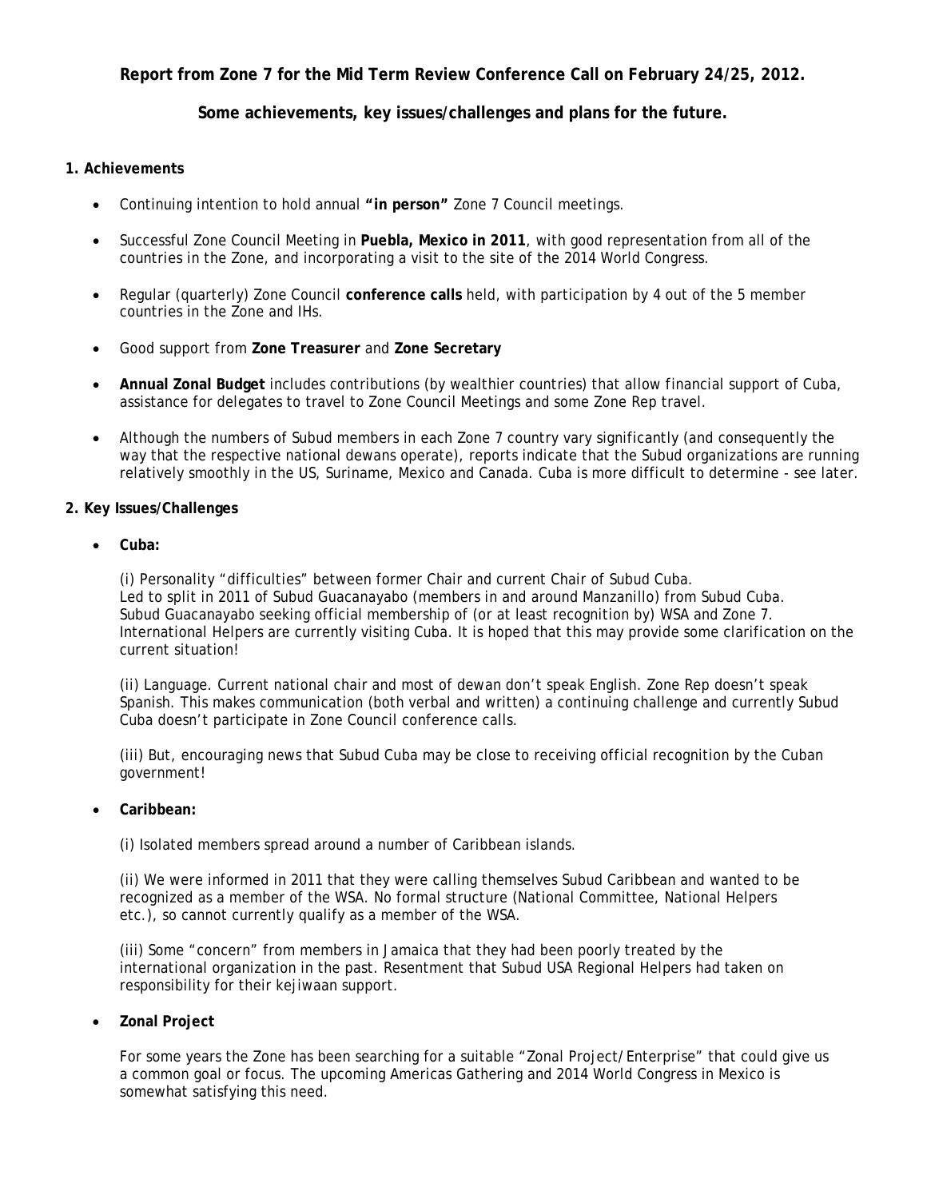**Report from Zone 7 for the Mid Term Review Conference Call on February 24/25, 2012.**

**Some achievements, key issues/challenges and plans for the future.**

**1. Achievements**

- Continuing intention to hold annual **"in person"** Zone 7 Council meetings.
- Successful Zone Council Meeting in **Puebla, Mexico in 2011**, with good representation from all of the countries in the Zone, and incorporating a visit to the site of the 2014 World Congress.
- Regular (quarterly) Zone Council **conference calls** held, with participation by 4 out of the 5 member countries in the Zone and IHs.
- Good support from **Zone Treasurer** and **Zone Secretary**
- **Annual Zonal Budget** includes contributions (by wealthier countries) that allow financial support of Cuba, assistance for delegates to travel to Zone Council Meetings and some Zone Rep travel.
- Although the numbers of Subud members in each Zone 7 country vary significantly (and consequently the way that the respective national dewans operate), reports indicate that the Subud organizations are running relatively smoothly in the US, Suriname, Mexico and Canada. Cuba is more difficult to determine - see later.

**2. Key Issues/Challenges**

- **Cuba:**

  (i) Personality "difficulties" between former Chair and current Chair of Subud Cuba.
  Led to split in 2011 of Subud Guacanayabo (members in and around Manzanillo) from Subud Cuba.
  Subud Guacanayabo seeking official membership of (or at least recognition by) WSA and Zone 7.
  International Helpers are currently visiting Cuba. It is hoped that this may provide some clarification on the current situation!

  (ii) Language. Current national chair and most of dewan don't speak English. Zone Rep doesn't speak Spanish. This makes communication (both verbal and written) a continuing challenge and currently Subud Cuba doesn't participate in Zone Council conference calls.

  (iii) But, encouraging news that Subud Cuba may be close to receiving official recognition by the Cuban government!

- **Caribbean:**

  (i) Isolated members spread around a number of Caribbean islands.

  (ii) We were informed in 2011 that they were calling themselves Subud Caribbean and wanted to be recognized as a member of the WSA. No formal structure (National Committee, National Helpers etc.), so cannot currently qualify as a member of the WSA.

  (iii) Some "concern" from members in Jamaica that they had been poorly treated by the international organization in the past. Resentment that Subud USA Regional Helpers had taken on responsibility for their kejiwaan support.

- **Zonal Project**

  For some years the Zone has been searching for a suitable "Zonal Project/Enterprise" that could give us a common goal or focus. The upcoming Americas Gathering and 2014 World Congress in Mexico is somewhat satisfying this need.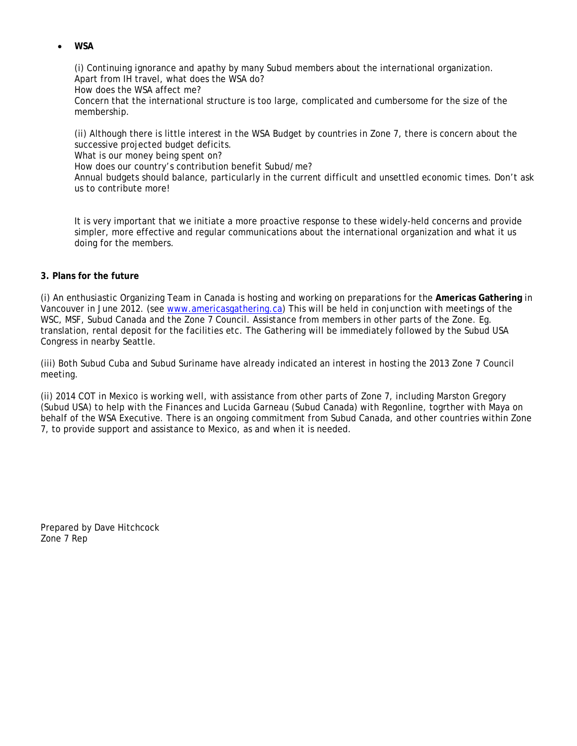- **WSA**

  (i) Continuing ignorance and apathy by many Subud members about the international organization.
  Apart from IH travel, what does the WSA do?
  How does the WSA affect me?
  Concern that the international structure is too large, complicated and cumbersome for the size of the membership.

  (ii) Although there is little interest in the WSA Budget by countries in Zone 7, there is concern about the successive projected budget deficits.
  What is our money being spent on?
  How does our country's contribution benefit Subud/me?
  Annual budgets should balance, particularly in the current difficult and unsettled economic times. Don't ask us to contribute more!

  It is very important that we initiate a more proactive response to these widely-held concerns and provide simpler, more effective and regular communications about the international organization and what it us doing for the members.

**3. Plans for the future**

(i) An enthusiastic Organizing Team in Canada is hosting and working on preparations for the **Americas Gathering** in Vancouver in June 2012. (see www.americasgathering.ca) This will be held in conjunction with meetings of the WSC, MSF, Subud Canada and the Zone 7 Council. Assistance from members in other parts of the Zone. Eg. translation, rental deposit for the facilities etc. The Gathering will be immediately followed by the Subud USA Congress in nearby Seattle.

(iii) Both Subud Cuba and Subud Suriname have already indicated an interest in hosting the 2013 Zone 7 Council meeting.

(ii) 2014 COT in Mexico is working well, with assistance from other parts of Zone 7, including Marston Gregory (Subud USA) to help with the Finances and Lucida Garneau (Subud Canada) with Regonline, togrther with Maya on behalf of the WSA Executive. There is an ongoing commitment from Subud Canada, and other countries within Zone 7, to provide support and assistance to Mexico, as and when it is needed.

Prepared by Dave Hitchcock
Zone 7 Rep